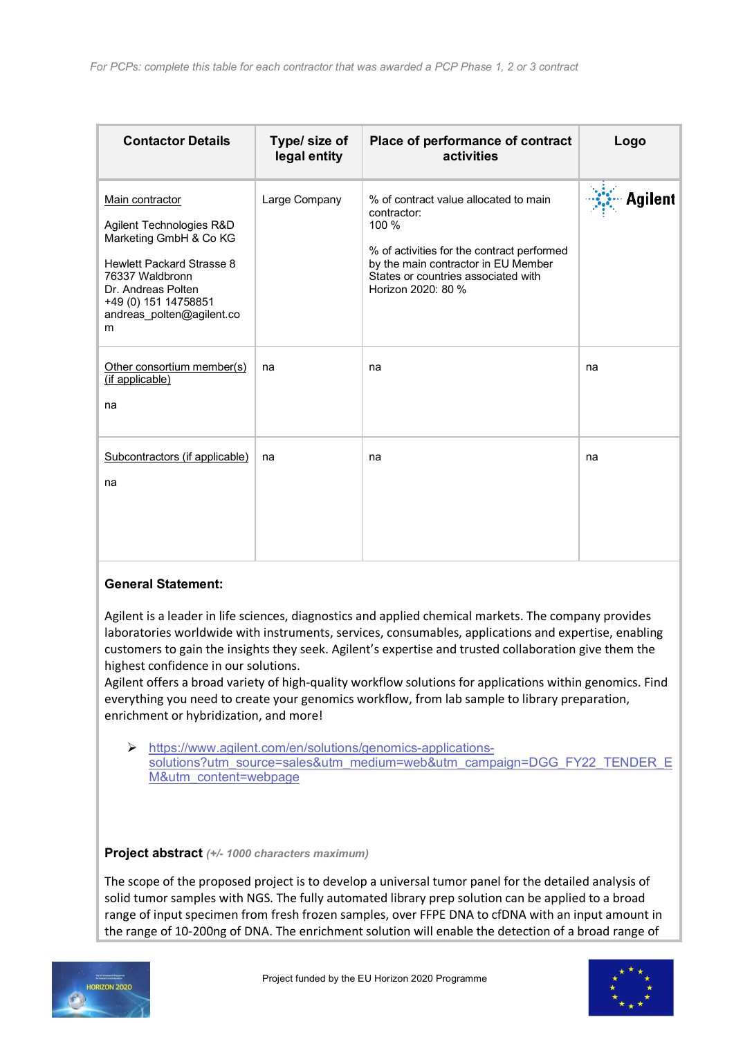*For PCPs: complete this table for each contractor that was awarded a PCP Phase 1, 2 or 3 contract*

| Contactor Details | Type/ size of legal entity | Place of performance of contract activities | Logo |
|---|---|---|---|
| Main contractor<br><br>Agilent Technologies R&D Marketing GmbH & Co KG<br><br>Hewlett Packard Strasse 8<br>76337 Waldbronn<br>Dr. Andreas Polten<br>+49 (0) 151 14758851<br>andreas_polten@agilent.com | Large Company | % of contract value allocated to main contractor:<br>100 %<br><br>% of activities for the contract performed by the main contractor in EU Member States or countries associated with Horizon 2020: 80 % | Agilent |
| Other consortium member(s) (if applicable)<br><br>na | na | na | na |
| Subcontractors (if applicable)<br><br>na | na | na | na |

**General Statement:**

Agilent is a leader in life sciences, diagnostics and applied chemical markets. The company provides laboratories worldwide with instruments, services, consumables, applications and expertise, enabling customers to gain the insights they seek. Agilent's expertise and trusted collaboration give them the highest confidence in our solutions.
Agilent offers a broad variety of high-quality workflow solutions for applications within genomics. Find everything you need to create your genomics workflow, from lab sample to library preparation, enrichment or hybridization, and more!

- https://www.agilent.com/en/solutions/genomics-applications-solutions?utm_source=sales&utm_medium=web&utm_campaign=DGG_FY22_TENDER_EM&utm_content=webpage

**Project abstract** *(+/- 1000 characters maximum)*

The scope of the proposed project is to develop a universal tumor panel for the detailed analysis of solid tumor samples with NGS. The fully automated library prep solution can be applied to a broad range of input specimen from fresh frozen samples, over FFPE DNA to cfDNA with an input amount in the range of 10-200ng of DNA. The enrichment solution will enable the detection of a broad range of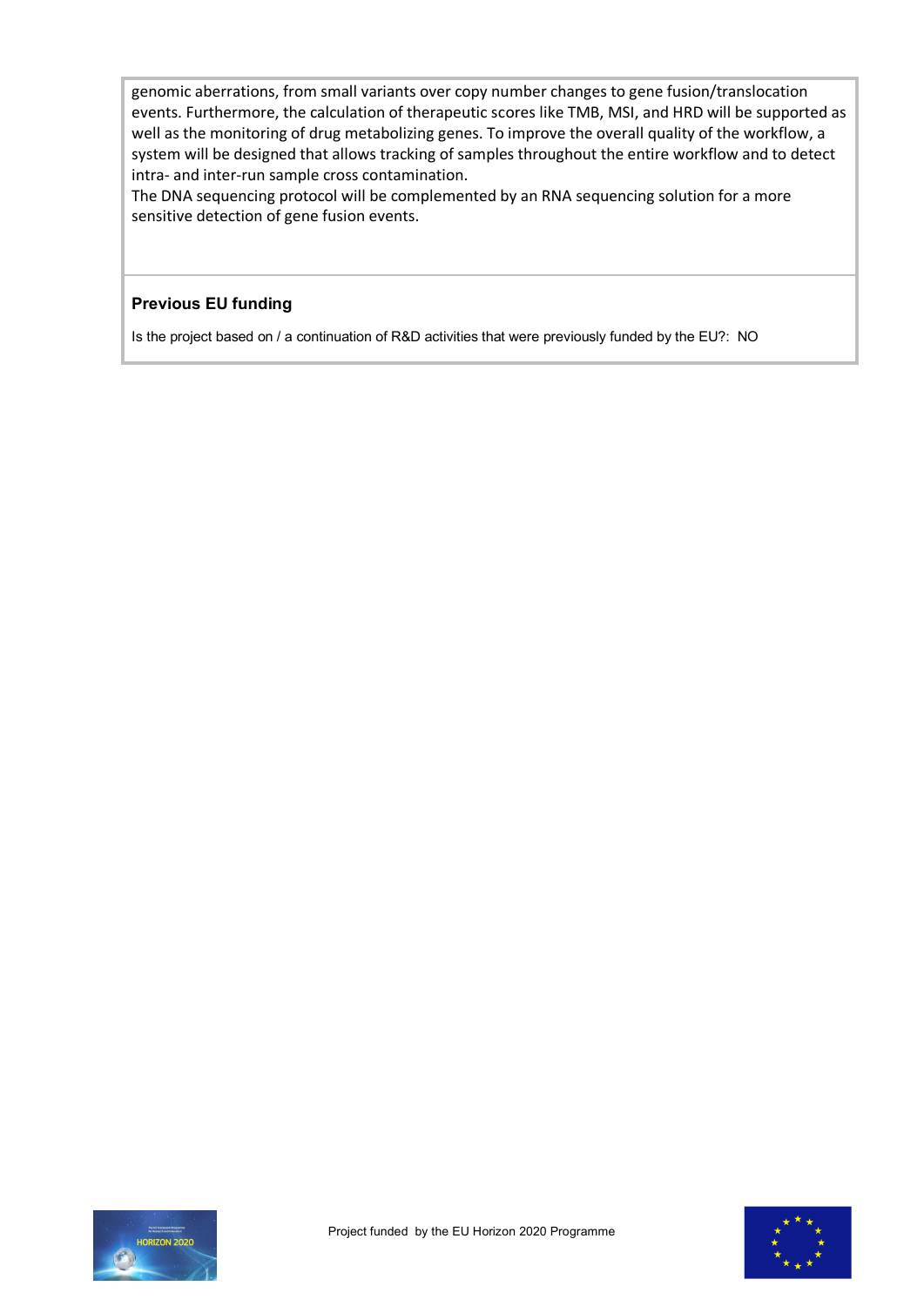genomic aberrations, from small variants over copy number changes to gene fusion/translocation events. Furthermore, the calculation of therapeutic scores like TMB, MSI, and HRD will be supported as well as the monitoring of drug metabolizing genes. To improve the overall quality of the workflow, a system will be designed that allows tracking of samples throughout the entire workflow and to detect intra- and inter-run sample cross contamination.

The DNA sequencing protocol will be complemented by an RNA sequencing solution for a more sensitive detection of gene fusion events.

### Previous EU funding

Is the project based on / a continuation of R&D activities that were previously funded by the EU?: NO